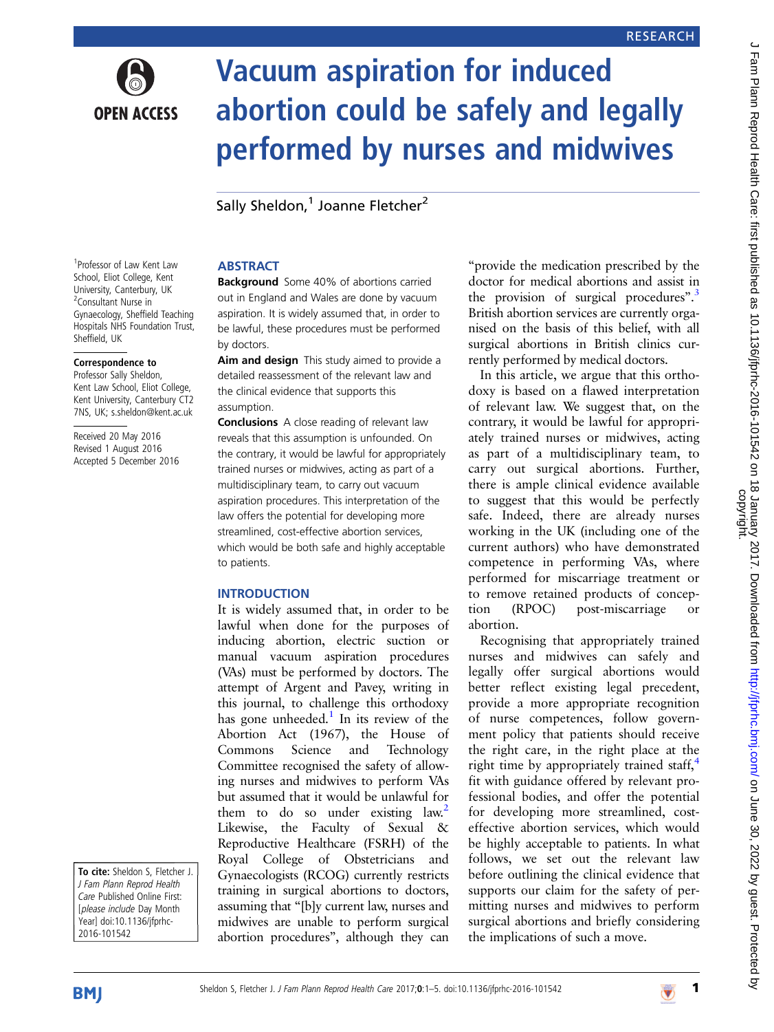# Vacuum aspiration for induced abortion could be safely and legally performed by nurses and midwives

Sally Sheldon,[1] Joanne Fletcher[2]

[1]Professor of Law Kent Law School, Eliot College, Kent University, Canterbury, UK
[2]Consultant Nurse in Gynaecology, Sheffield Teaching Hospitals NHS Foundation Trust, Sheffield, UK

**Correspondence to**
Professor Sally Sheldon, Kent Law School, Eliot College, Kent University, Canterbury CT2 7NS, UK; s.sheldon@kent.ac.uk

Received 20 May 2016
Revised 1 August 2016
Accepted 5 December 2016

## ABSTRACT

**Background** Some 40% of abortions carried out in England and Wales are done by vacuum aspiration. It is widely assumed that, in order to be lawful, these procedures must be performed by doctors.

**Aim and design** This study aimed to provide a detailed reassessment of the relevant law and the clinical evidence that supports this assumption.

**Conclusions** A close reading of relevant law reveals that this assumption is unfounded. On the contrary, it would be lawful for appropriately trained nurses or midwives, acting as part of a multidisciplinary team, to carry out vacuum aspiration procedures. This interpretation of the law offers the potential for developing more streamlined, cost-effective abortion services, which would be both safe and highly acceptable to patients.

## INTRODUCTION

It is widely assumed that, in order to be lawful when done for the purposes of inducing abortion, electric suction or manual vacuum aspiration procedures (VAs) must be performed by doctors. The attempt of Argent and Pavey, writing in this journal, to challenge this orthodoxy has gone unheeded.[1] In its review of the Abortion Act (1967), the House of Commons Science and Technology Committee recognised the safety of allowing nurses and midwives to perform VAs but assumed that it would be unlawful for them to do so under existing law.[2] Likewise, the Faculty of Sexual & Reproductive Healthcare (FSRH) of the Royal College of Obstetricians and Gynaecologists (RCOG) currently restricts training in surgical abortions to doctors, assuming that "[b]y current law, nurses and midwives are unable to perform surgical abortion procedures", although they can "provide the medication prescribed by the doctor for medical abortions and assist in the provision of surgical procedures".[3] British abortion services are currently organised on the basis of this belief, with all surgical abortions in British clinics currently performed by medical doctors.

In this article, we argue that this orthodoxy is based on a flawed interpretation of relevant law. We suggest that, on the contrary, it would be lawful for appropriately trained nurses or midwives, acting as part of a multidisciplinary team, to carry out surgical abortions. Further, there is ample clinical evidence available to suggest that this would be perfectly safe. Indeed, there are already nurses working in the UK (including one of the current authors) who have demonstrated competence in performing VAs, where performed for miscarriage treatment or to remove retained products of conception (RPOC) post-miscarriage or abortion.

Recognising that appropriately trained nurses and midwives can safely and legally offer surgical abortions would better reflect existing legal precedent, provide a more appropriate recognition of nurse competences, follow government policy that patients should receive the right care, in the right place at the right time by appropriately trained staff,[4] fit with guidance offered by relevant professional bodies, and offer the potential for developing more streamlined, cost-effective abortion services, which would be highly acceptable to patients. In what follows, we set out the relevant law before outlining the clinical evidence that supports our claim for the safety of permitting nurses and midwives to perform surgical abortions and briefly considering the implications of such a move.

**To cite:** Sheldon S, Fletcher J. *J Fam Plann Reprod Health Care* Published Online First: [*please include* Day Month Year] doi:10.1136/jfprhc-2016-101542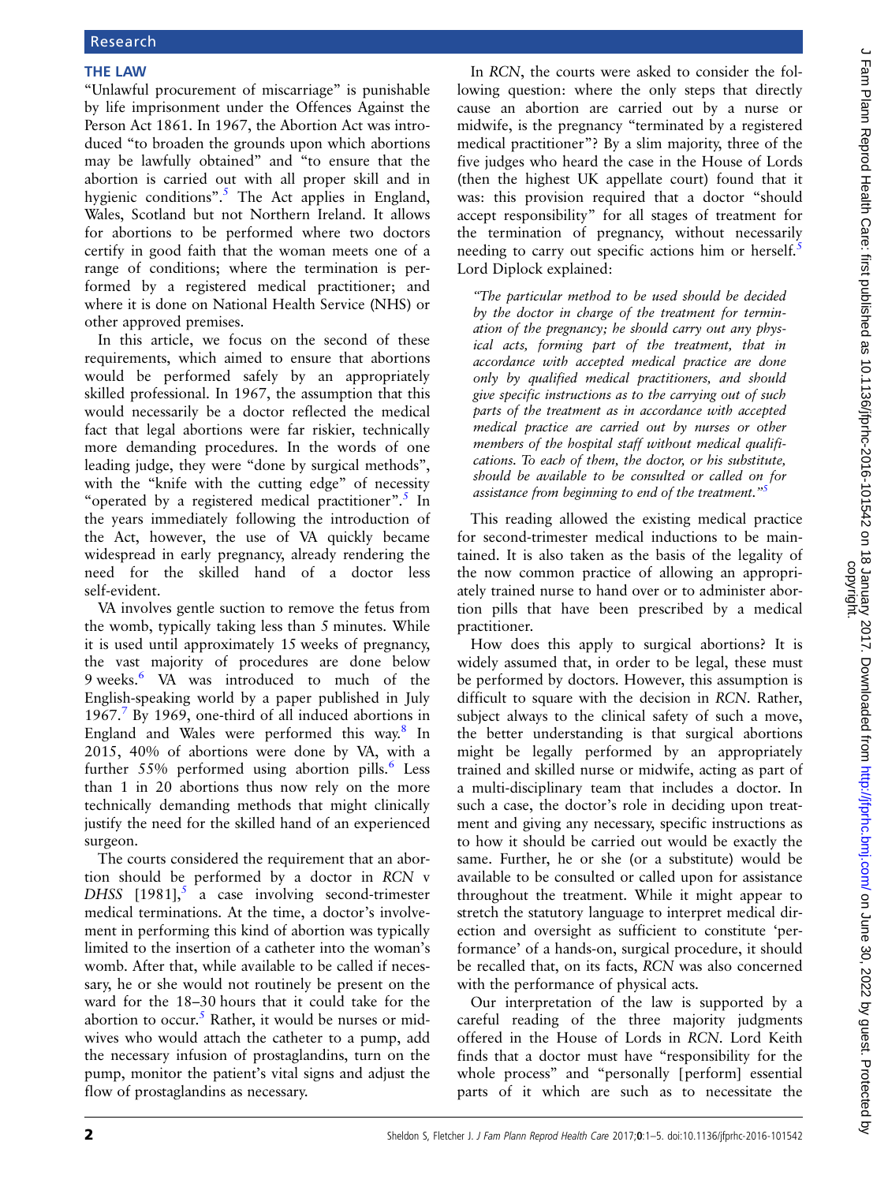## THE LAW

"Unlawful procurement of miscarriage" is punishable by life imprisonment under the Offences Against the Person Act 1861. In 1967, the Abortion Act was introduced "to broaden the grounds upon which abortions may be lawfully obtained" and "to ensure that the abortion is carried out with all proper skill and in hygienic conditions".[5] The Act applies in England, Wales, Scotland but not Northern Ireland. It allows for abortions to be performed where two doctors certify in good faith that the woman meets one of a range of conditions; where the termination is performed by a registered medical practitioner; and where it is done on National Health Service (NHS) or other approved premises.

In this article, we focus on the second of these requirements, which aimed to ensure that abortions would be performed safely by an appropriately skilled professional. In 1967, the assumption that this would necessarily be a doctor reflected the medical fact that legal abortions were far riskier, technically more demanding procedures. In the words of one leading judge, they were "done by surgical methods", with the "knife with the cutting edge" of necessity "operated by a registered medical practitioner".[5] In the years immediately following the introduction of the Act, however, the use of VA quickly became widespread in early pregnancy, already rendering the need for the skilled hand of a doctor less self-evident.

VA involves gentle suction to remove the fetus from the womb, typically taking less than 5 minutes. While it is used until approximately 15 weeks of pregnancy, the vast majority of procedures are done below 9 weeks.[6] VA was introduced to much of the English-speaking world by a paper published in July 1967.[7] By 1969, one-third of all induced abortions in England and Wales were performed this way.[8] In 2015, 40% of abortions were done by VA, with a further 55% performed using abortion pills.[6] Less than 1 in 20 abortions thus now rely on the more technically demanding methods that might clinically justify the need for the skilled hand of an experienced surgeon.

The courts considered the requirement that an abortion should be performed by a doctor in *RCN* v *DHSS* [1981],[5] a case involving second-trimester medical terminations. At the time, a doctor's involvement in performing this kind of abortion was typically limited to the insertion of a catheter into the woman's womb. After that, while available to be called if necessary, he or she would not routinely be present on the ward for the 18–30 hours that it could take for the abortion to occur.[5] Rather, it would be nurses or midwives who would attach the catheter to a pump, add the necessary infusion of prostaglandins, turn on the pump, monitor the patient's vital signs and adjust the flow of prostaglandins as necessary.

In *RCN*, the courts were asked to consider the following question: where the only steps that directly cause an abortion are carried out by a nurse or midwife, is the pregnancy "terminated by a registered medical practitioner"? By a slim majority, three of the five judges who heard the case in the House of Lords (then the highest UK appellate court) found that it was: this provision required that a doctor "should accept responsibility" for all stages of treatment for the termination of pregnancy, without necessarily needing to carry out specific actions him or herself.[5] Lord Diplock explained:

> *"The particular method to be used should be decided by the doctor in charge of the treatment for termination of the pregnancy; he should carry out any physical acts, forming part of the treatment, that in accordance with accepted medical practice are done only by qualified medical practitioners, and should give specific instructions as to the carrying out of such parts of the treatment as in accordance with accepted medical practice are carried out by nurses or other members of the hospital staff without medical qualifications. To each of them, the doctor, or his substitute, should be available to be consulted or called on for assistance from beginning to end of the treatment."*[5]

This reading allowed the existing medical practice for second-trimester medical inductions to be maintained. It is also taken as the basis of the legality of the now common practice of allowing an appropriately trained nurse to hand over or to administer abortion pills that have been prescribed by a medical practitioner.

How does this apply to surgical abortions? It is widely assumed that, in order to be legal, these must be performed by doctors. However, this assumption is difficult to square with the decision in *RCN*. Rather, subject always to the clinical safety of such a move, the better understanding is that surgical abortions might be legally performed by an appropriately trained and skilled nurse or midwife, acting as part of a multi-disciplinary team that includes a doctor. In such a case, the doctor's role in deciding upon treatment and giving any necessary, specific instructions as to how it should be carried out would be exactly the same. Further, he or she (or a substitute) would be available to be consulted or called upon for assistance throughout the treatment. While it might appear to stretch the statutory language to interpret medical direction and oversight as sufficient to constitute 'performance' of a hands-on, surgical procedure, it should be recalled that, on its facts, *RCN* was also concerned with the performance of physical acts.

Our interpretation of the law is supported by a careful reading of the three majority judgments offered in the House of Lords in *RCN*. Lord Keith finds that a doctor must have "responsibility for the whole process" and "personally [perform] essential parts of it which are such as to necessitate the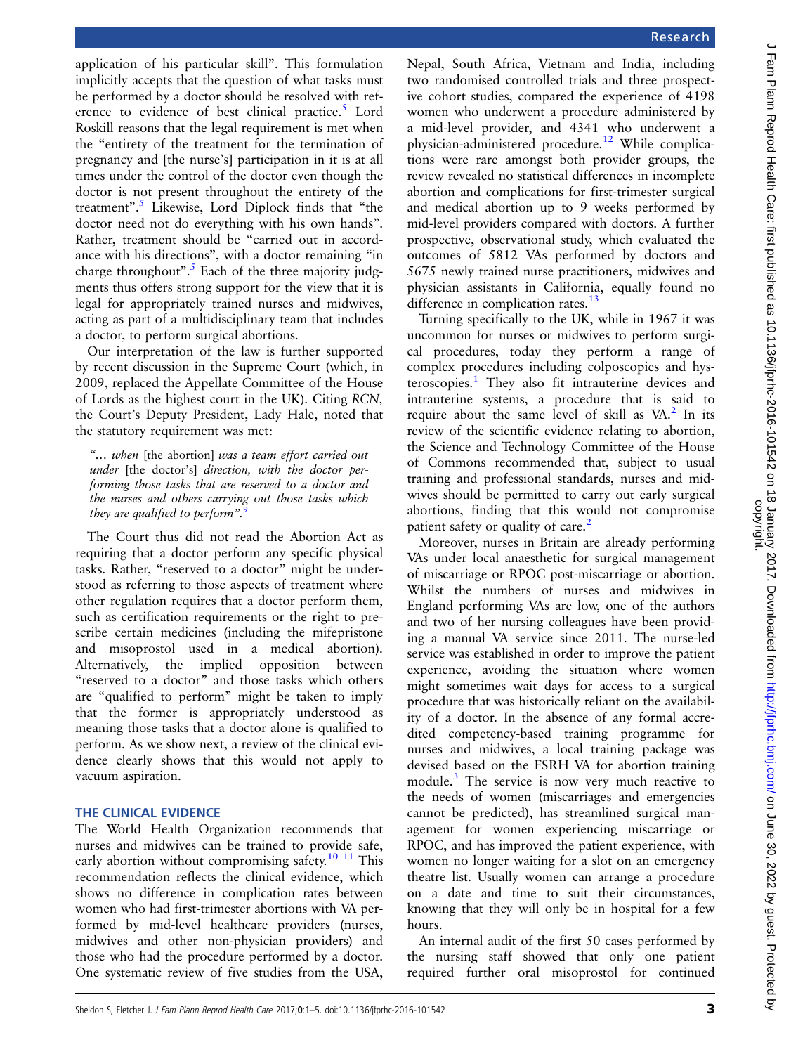application of his particular skill". This formulation implicitly accepts that the question of what tasks must be performed by a doctor should be resolved with reference to evidence of best clinical practice.[5] Lord Roskill reasons that the legal requirement is met when the "entirety of the treatment for the termination of pregnancy and [the nurse's] participation in it is at all times under the control of the doctor even though the doctor is not present throughout the entirety of the treatment".[5] Likewise, Lord Diplock finds that "the doctor need not do everything with his own hands". Rather, treatment should be "carried out in accordance with his directions", with a doctor remaining "in charge throughout".[5] Each of the three majority judgments thus offers strong support for the view that it is legal for appropriately trained nurses and midwives, acting as part of a multidisciplinary team that includes a doctor, to perform surgical abortions.

Our interpretation of the law is further supported by recent discussion in the Supreme Court (which, in 2009, replaced the Appellate Committee of the House of Lords as the highest court in the UK). Citing *RCN*, the Court's Deputy President, Lady Hale, noted that the statutory requirement was met:

> "… *when* [the abortion] *was a team effort carried out under* [the doctor's] *direction, with the doctor performing those tasks that are reserved to a doctor and the nurses and others carrying out those tasks which they are qualified to perform*".[9]

The Court thus did not read the Abortion Act as requiring that a doctor perform any specific physical tasks. Rather, "reserved to a doctor" might be understood as referring to those aspects of treatment where other regulation requires that a doctor perform them, such as certification requirements or the right to prescribe certain medicines (including the mifepristone and misoprostol used in a medical abortion). Alternatively, the implied opposition between "reserved to a doctor" and those tasks which others are "qualified to perform" might be taken to imply that the former is appropriately understood as meaning those tasks that a doctor alone is qualified to perform. As we show next, a review of the clinical evidence clearly shows that this would not apply to vacuum aspiration.

## THE CLINICAL EVIDENCE

The World Health Organization recommends that nurses and midwives can be trained to provide safe, early abortion without compromising safety.[10 11] This recommendation reflects the clinical evidence, which shows no difference in complication rates between women who had first-trimester abortions with VA performed by mid-level healthcare providers (nurses, midwives and other non-physician providers) and those who had the procedure performed by a doctor. One systematic review of five studies from the USA, Nepal, South Africa, Vietnam and India, including two randomised controlled trials and three prospective cohort studies, compared the experience of 4198 women who underwent a procedure administered by a mid-level provider, and 4341 who underwent a physician-administered procedure.[12] While complications were rare amongst both provider groups, the review revealed no statistical differences in incomplete abortion and complications for first-trimester surgical and medical abortion up to 9 weeks performed by mid-level providers compared with doctors. A further prospective, observational study, which evaluated the outcomes of 5812 VAs performed by doctors and 5675 newly trained nurse practitioners, midwives and physician assistants in California, equally found no difference in complication rates.[13]

Turning specifically to the UK, while in 1967 it was uncommon for nurses or midwives to perform surgical procedures, today they perform a range of complex procedures including colposcopies and hysteroscopies.[1] They also fit intrauterine devices and intrauterine systems, a procedure that is said to require about the same level of skill as VA.[2] In its review of the scientific evidence relating to abortion, the Science and Technology Committee of the House of Commons recommended that, subject to usual training and professional standards, nurses and midwives should be permitted to carry out early surgical abortions, finding that this would not compromise patient safety or quality of care.[2]

Moreover, nurses in Britain are already performing VAs under local anaesthetic for surgical management of miscarriage or RPOC post-miscarriage or abortion. Whilst the numbers of nurses and midwives in England performing VAs are low, one of the authors and two of her nursing colleagues have been providing a manual VA service since 2011. The nurse-led service was established in order to improve the patient experience, avoiding the situation where women might sometimes wait days for access to a surgical procedure that was historically reliant on the availability of a doctor. In the absence of any formal accredited competency-based training programme for nurses and midwives, a local training package was devised based on the FSRH VA for abortion training module.[3] The service is now very much reactive to the needs of women (miscarriages and emergencies cannot be predicted), has streamlined surgical management for women experiencing miscarriage or RPOC, and has improved the patient experience, with women no longer waiting for a slot on an emergency theatre list. Usually women can arrange a procedure on a date and time to suit their circumstances, knowing that they will only be in hospital for a few hours.

An internal audit of the first 50 cases performed by the nursing staff showed that only one patient required further oral misoprostol for continued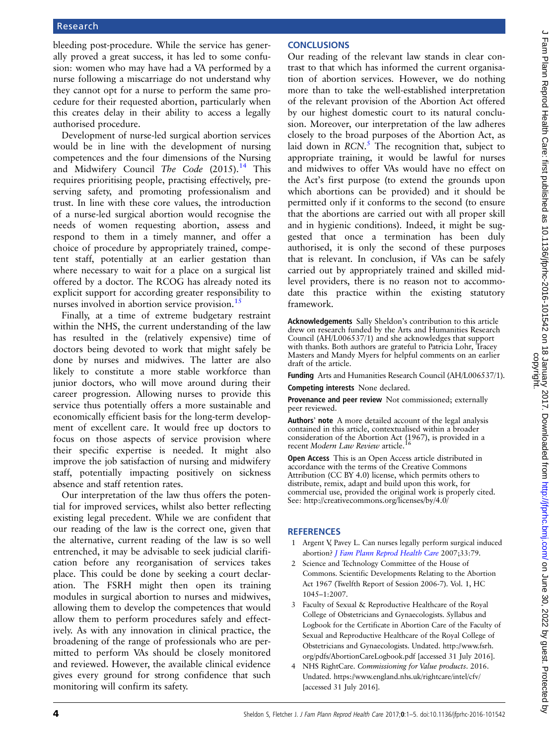bleeding post-procedure. While the service has generally proved a great success, it has led to some confusion: women who may have had a VA performed by a nurse following a miscarriage do not understand why they cannot opt for a nurse to perform the same procedure for their requested abortion, particularly when this creates delay in their ability to access a legally authorised procedure.

Development of nurse-led surgical abortion services would be in line with the development of nursing competences and the four dimensions of the Nursing and Midwifery Council *The Code* (2015).[14] This requires prioritising people, practising effectively, preserving safety, and promoting professionalism and trust. In line with these core values, the introduction of a nurse-led surgical abortion would recognise the needs of women requesting abortion, assess and respond to them in a timely manner, and offer a choice of procedure by appropriately trained, competent staff, potentially at an earlier gestation than where necessary to wait for a place on a surgical list offered by a doctor. The RCOG has already noted its explicit support for according greater responsibility to nurses involved in abortion service provision.[15]

Finally, at a time of extreme budgetary restraint within the NHS, the current understanding of the law has resulted in the (relatively expensive) time of doctors being devoted to work that might safely be done by nurses and midwives. The latter are also likely to constitute a more stable workforce than junior doctors, who will move around during their career progression. Allowing nurses to provide this service thus potentially offers a more sustainable and economically efficient basis for the long-term development of excellent care. It would free up doctors to focus on those aspects of service provision where their specific expertise is needed. It might also improve the job satisfaction of nursing and midwifery staff, potentially impacting positively on sickness absence and staff retention rates.

Our interpretation of the law thus offers the potential for improved services, whilst also better reflecting existing legal precedent. While we are confident that our reading of the law is the correct one, given that the alternative, current reading of the law is so well entrenched, it may be advisable to seek judicial clarification before any reorganisation of services takes place. This could be done by seeking a court declaration. The FSRH might then open its training modules in surgical abortion to nurses and midwives, allowing them to develop the competences that would allow them to perform procedures safely and effectively. As with any innovation in clinical practice, the broadening of the range of professionals who are permitted to perform VAs should be closely monitored and reviewed. However, the available clinical evidence gives every ground for strong confidence that such monitoring will confirm its safety.

## CONCLUSIONS

Our reading of the relevant law stands in clear contrast to that which has informed the current organisation of abortion services. However, we do nothing more than to take the well-established interpretation of the relevant provision of the Abortion Act offered by our highest domestic court to its natural conclusion. Moreover, our interpretation of the law adheres closely to the broad purposes of the Abortion Act, as laid down in *RCN*.[5] The recognition that, subject to appropriate training, it would be lawful for nurses and midwives to offer VAs would have no effect on the Act's first purpose (to extend the grounds upon which abortions can be provided) and it should be permitted only if it conforms to the second (to ensure that the abortions are carried out with all proper skill and in hygienic conditions). Indeed, it might be suggested that once a termination has been duly authorised, it is only the second of these purposes that is relevant. In conclusion, if VAs can be safely carried out by appropriately trained and skilled mid-level providers, there is no reason not to accommodate this practice within the existing statutory framework.

**Acknowledgements** Sally Sheldon's contribution to this article drew on research funded by the Arts and Humanities Research Council (AH/L006537/1) and she acknowledges that support with thanks. Both authors are grateful to Patricia Lohr, Tracey Masters and Mandy Myers for helpful comments on an earlier draft of the article.

**Funding** Arts and Humanities Research Council (AH/L006537/1).

**Competing interests** None declared.

**Provenance and peer review** Not commissioned; externally peer reviewed.

**Authors' note** A more detailed account of the legal analysis contained in this article, contextualised within a broader consideration of the Abortion Act (1967), is provided in a recent *Modern Law Review* article.[16]

**Open Access** This is an Open Access article distributed in accordance with the terms of the Creative Commons Attribution (CC BY 4.0) license, which permits others to distribute, remix, adapt and build upon this work, for commercial use, provided the original work is properly cited. See: http://creativecommons.org/licenses/by/4.0/

## REFERENCES

1. Argent V, Pavey L. Can nurses legally perform surgical induced abortion? *J Fam Plann Reprod Health Care* 2007;33:79.
2. Science and Technology Committee of the House of Commons. Scientific Developments Relating to the Abortion Act 1967 (Twelfth Report of Session 2006-7). Vol. 1, HC 1045–1:2007.
3. Faculty of Sexual & Reproductive Healthcare of the Royal College of Obstetricians and Gynaecologists. Syllabus and Logbook for the Certificate in Abortion Care of the Faculty of Sexual and Reproductive Healthcare of the Royal College of Obstetricians and Gynaecologists. Undated. http://www.fsrh.org/pdfs/AbortionCareLogbook.pdf [accessed 31 July 2016].
4. NHS RightCare. *Commissioning for Value products*. 2016. Undated. https://www.england.nhs.uk/rightcare/intel/cfv/ [accessed 31 July 2016].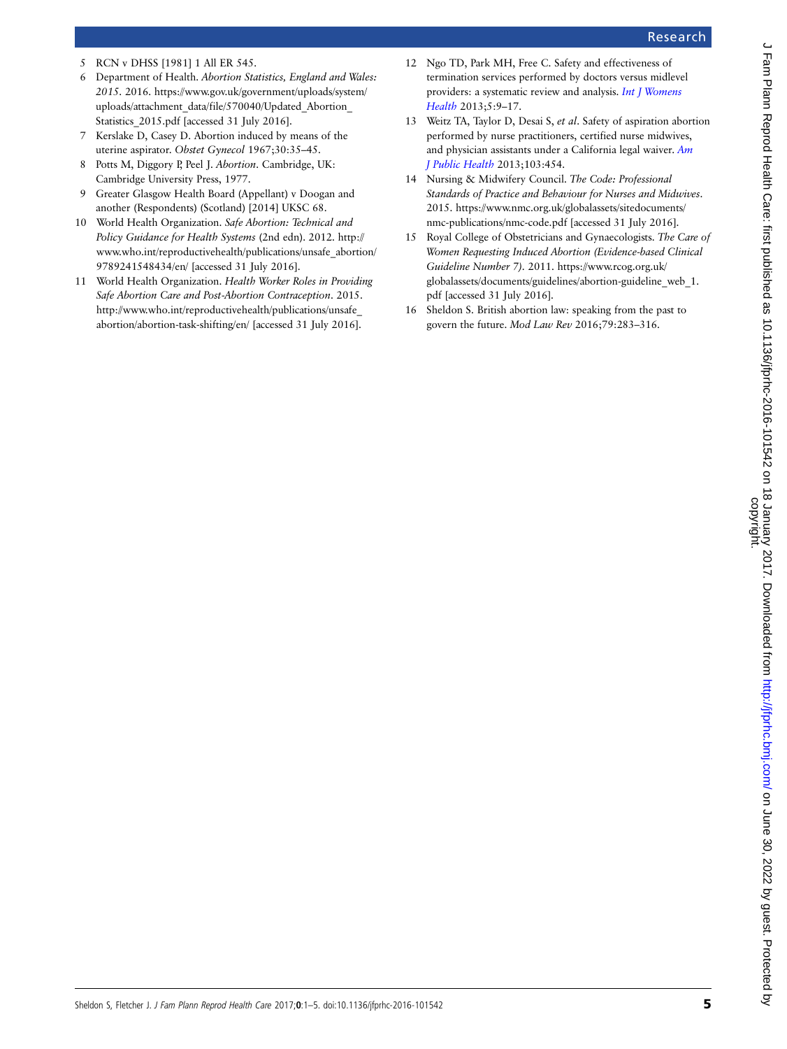5. RCN v DHSS [1981] 1 All ER 545.
6. Department of Health. *Abortion Statistics, England and Wales: 2015*. 2016. https://www.gov.uk/government/uploads/system/uploads/attachment_data/file/570040/Updated_Abortion_Statistics_2015.pdf [accessed 31 July 2016].
7. Kerslake D, Casey D. Abortion induced by means of the uterine aspirator. *Obstet Gynecol* 1967;30:35–45.
8. Potts M, Diggory P, Peel J. *Abortion*. Cambridge, UK: Cambridge University Press, 1977.
9. Greater Glasgow Health Board (Appellant) v Doogan and another (Respondents) (Scotland) [2014] UKSC 68.
10. World Health Organization. *Safe Abortion: Technical and Policy Guidance for Health Systems* (2nd edn). 2012. http://www.who.int/reproductivehealth/publications/unsafe_abortion/9789241548434/en/ [accessed 31 July 2016].
11. World Health Organization. *Health Worker Roles in Providing Safe Abortion Care and Post-Abortion Contraception*. 2015. http://www.who.int/reproductivehealth/publications/unsafe_abortion/abortion-task-shifting/en/ [accessed 31 July 2016].
12. Ngo TD, Park MH, Free C. Safety and effectiveness of termination services performed by doctors versus midlevel providers: a systematic review and analysis. *Int J Womens Health* 2013;5:9–17.
13. Weitz TA, Taylor D, Desai S, *et al*. Safety of aspiration abortion performed by nurse practitioners, certified nurse midwives, and physician assistants under a California legal waiver. *Am J Public Health* 2013;103:454.
14. Nursing & Midwifery Council. *The Code: Professional Standards of Practice and Behaviour for Nurses and Midwives*. 2015. https://www.nmc.org.uk/globalassets/sitedocuments/nmc-publications/nmc-code.pdf [accessed 31 July 2016].
15. Royal College of Obstetricians and Gynaecologists. *The Care of Women Requesting Induced Abortion (Evidence-based Clinical Guideline Number 7)*. 2011. https://www.rcog.org.uk/globalassets/documents/guidelines/abortion-guideline_web_1.pdf [accessed 31 July 2016].
16. Sheldon S. British abortion law: speaking from the past to govern the future. *Mod Law Rev* 2016;79:283–316.